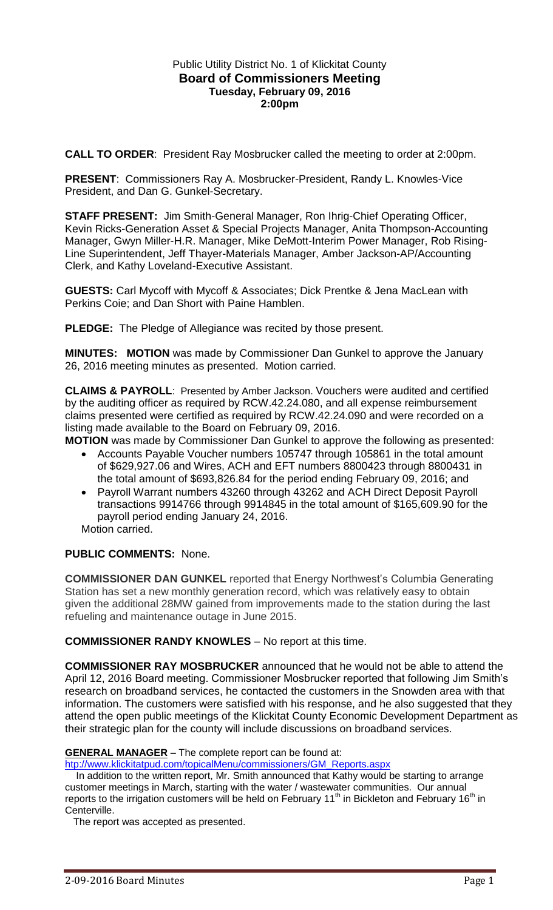Public Utility District No. 1 of Klickitat County
**Board of Commissioners Meeting**
**Tuesday, February 09, 2016**
**2:00pm**

**CALL TO ORDER**: President Ray Mosbrucker called the meeting to order at 2:00pm.

**PRESENT**: Commissioners Ray A. Mosbrucker-President, Randy L. Knowles-Vice President, and Dan G. Gunkel-Secretary.

**STAFF PRESENT:** Jim Smith-General Manager, Ron Ihrig-Chief Operating Officer, Kevin Ricks-Generation Asset & Special Projects Manager, Anita Thompson-Accounting Manager, Gwyn Miller-H.R. Manager, Mike DeMott-Interim Power Manager, Rob Rising-Line Superintendent, Jeff Thayer-Materials Manager, Amber Jackson-AP/Accounting Clerk, and Kathy Loveland-Executive Assistant.

**GUESTS:** Carl Mycoff with Mycoff & Associates; Dick Prentke & Jena MacLean with Perkins Coie; and Dan Short with Paine Hamblen.

**PLEDGE:** The Pledge of Allegiance was recited by those present.

**MINUTES: MOTION** was made by Commissioner Dan Gunkel to approve the January 26, 2016 meeting minutes as presented. Motion carried.

**CLAIMS & PAYROLL**: Presented by Amber Jackson. Vouchers were audited and certified by the auditing officer as required by RCW.42.24.080, and all expense reimbursement claims presented were certified as required by RCW.42.24.090 and were recorded on a listing made available to the Board on February 09, 2016.

**MOTION** was made by Commissioner Dan Gunkel to approve the following as presented:

- Accounts Payable Voucher numbers 105747 through 105861 in the total amount of $629,927.06 and Wires, ACH and EFT numbers 8800423 through 8800431 in the total amount of $693,826.84 for the period ending February 09, 2016; and
- Payroll Warrant numbers 43260 through 43262 and ACH Direct Deposit Payroll transactions 9914766 through 9914845 in the total amount of $165,609.90 for the payroll period ending January 24, 2016.

Motion carried.

**PUBLIC COMMENTS:** None.

**COMMISSIONER DAN GUNKEL** reported that Energy Northwest's Columbia Generating Station has set a new monthly generation record, which was relatively easy to obtain given the additional 28MW gained from improvements made to the station during the last refueling and maintenance outage in June 2015.

**COMMISSIONER RANDY KNOWLES** – No report at this time.

**COMMISSIONER RAY MOSBRUCKER** announced that he would not be able to attend the April 12, 2016 Board meeting. Commissioner Mosbrucker reported that following Jim Smith's research on broadband services, he contacted the customers in the Snowden area with that information. The customers were satisfied with his response, and he also suggested that they attend the open public meetings of the Klickitat County Economic Development Department as their strategic plan for the county will include discussions on broadband services.

**GENERAL MANAGER** – The complete report can be found at: htp://www.klickitatpud.com/topicalMenu/commissioners/GM_Reports.aspx

In addition to the written report, Mr. Smith announced that Kathy would be starting to arrange customer meetings in March, starting with the water / wastewater communities. Our annual reports to the irrigation customers will be held on February 11th in Bickleton and February 16th in Centerville.

The report was accepted as presented.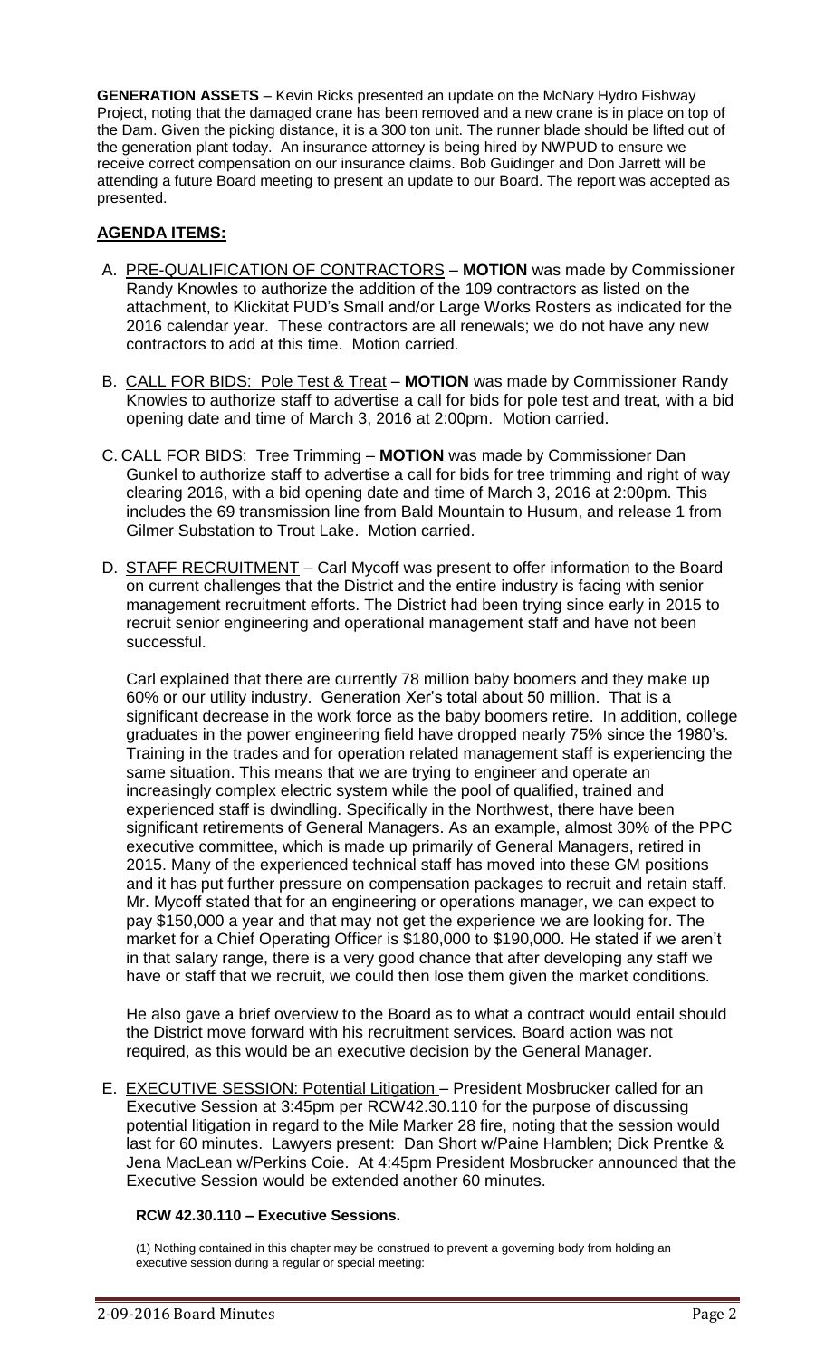**GENERATION ASSETS** – Kevin Ricks presented an update on the McNary Hydro Fishway Project, noting that the damaged crane has been removed and a new crane is in place on top of the Dam. Given the picking distance, it is a 300 ton unit. The runner blade should be lifted out of the generation plant today. An insurance attorney is being hired by NWPUD to ensure we receive correct compensation on our insurance claims. Bob Guidinger and Don Jarrett will be attending a future Board meeting to present an update to our Board. The report was accepted as presented.

## AGENDA ITEMS:

A. PRE-QUALIFICATION OF CONTRACTORS – **MOTION** was made by Commissioner Randy Knowles to authorize the addition of the 109 contractors as listed on the attachment, to Klickitat PUD's Small and/or Large Works Rosters as indicated for the 2016 calendar year. These contractors are all renewals; we do not have any new contractors to add at this time. Motion carried.

B. CALL FOR BIDS: Pole Test & Treat – **MOTION** was made by Commissioner Randy Knowles to authorize staff to advertise a call for bids for pole test and treat, with a bid opening date and time of March 3, 2016 at 2:00pm. Motion carried.

C. CALL FOR BIDS: Tree Trimming – **MOTION** was made by Commissioner Dan Gunkel to authorize staff to advertise a call for bids for tree trimming and right of way clearing 2016, with a bid opening date and time of March 3, 2016 at 2:00pm. This includes the 69 transmission line from Bald Mountain to Husum, and release 1 from Gilmer Substation to Trout Lake. Motion carried.

D. STAFF RECRUITMENT – Carl Mycoff was present to offer information to the Board on current challenges that the District and the entire industry is facing with senior management recruitment efforts. The District had been trying since early in 2015 to recruit senior engineering and operational management staff and have not been successful.

Carl explained that there are currently 78 million baby boomers and they make up 60% or our utility industry. Generation Xer's total about 50 million. That is a significant decrease in the work force as the baby boomers retire. In addition, college graduates in the power engineering field have dropped nearly 75% since the 1980's. Training in the trades and for operation related management staff is experiencing the same situation. This means that we are trying to engineer and operate an increasingly complex electric system while the pool of qualified, trained and experienced staff is dwindling. Specifically in the Northwest, there have been significant retirements of General Managers. As an example, almost 30% of the PPC executive committee, which is made up primarily of General Managers, retired in 2015. Many of the experienced technical staff has moved into these GM positions and it has put further pressure on compensation packages to recruit and retain staff. Mr. Mycoff stated that for an engineering or operations manager, we can expect to pay $150,000 a year and that may not get the experience we are looking for. The market for a Chief Operating Officer is $180,000 to $190,000. He stated if we aren't in that salary range, there is a very good chance that after developing any staff we have or staff that we recruit, we could then lose them given the market conditions.

He also gave a brief overview to the Board as to what a contract would entail should the District move forward with his recruitment services. Board action was not required, as this would be an executive decision by the General Manager.

E. EXECUTIVE SESSION: Potential Litigation – President Mosbrucker called for an Executive Session at 3:45pm per RCW42.30.110 for the purpose of discussing potential litigation in regard to the Mile Marker 28 fire, noting that the session would last for 60 minutes. Lawyers present: Dan Short w/Paine Hamblen; Dick Prentke & Jena MacLean w/Perkins Coie. At 4:45pm President Mosbrucker announced that the Executive Session would be extended another 60 minutes.

**RCW 42.30.110 – Executive Sessions.**

(1) Nothing contained in this chapter may be construed to prevent a governing body from holding an executive session during a regular or special meeting: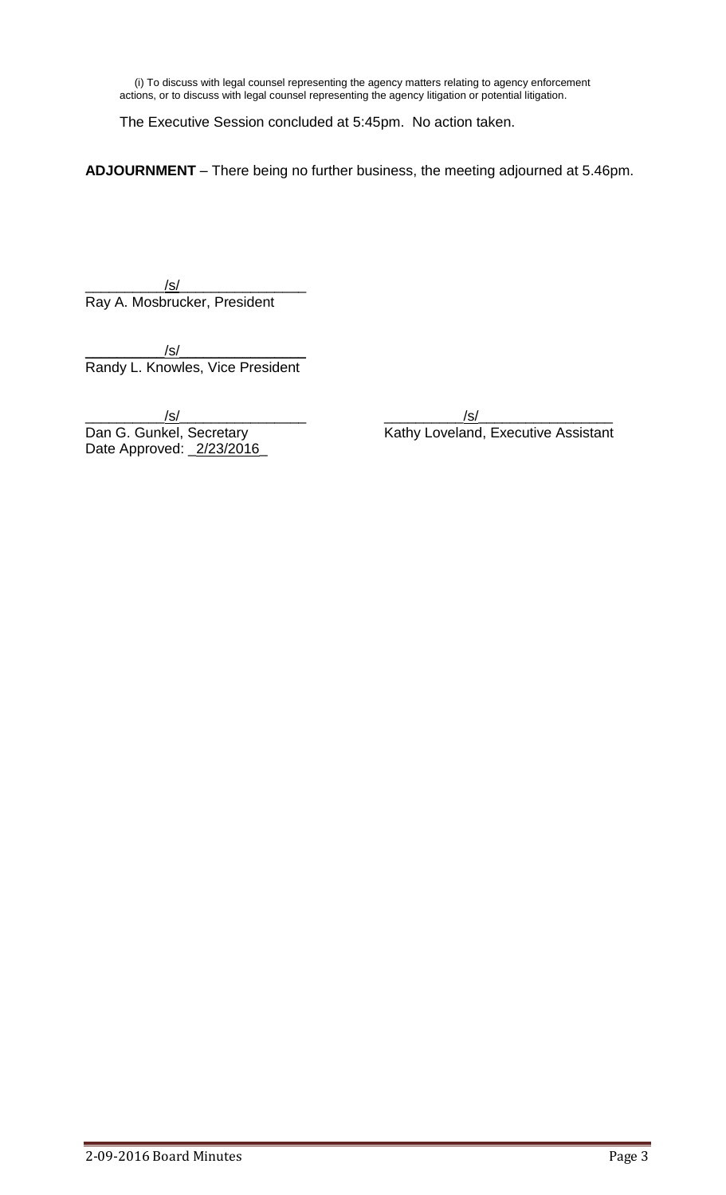(i) To discuss with legal counsel representing the agency matters relating to agency enforcement actions, or to discuss with legal counsel representing the agency litigation or potential litigation.

The Executive Session concluded at 5:45pm. No action taken.

**ADJOURNMENT** – There being no further business, the meeting adjourned at 5.46pm.

__________/s/________________
Ray A. Mosbrucker, President

__________/s/________________
Randy L. Knowles, Vice President

__________/s/________________
Dan G. Gunkel, Secretary
Date Approved: _2/23/2016_

__________/s/________________
Kathy Loveland, Executive Assistant